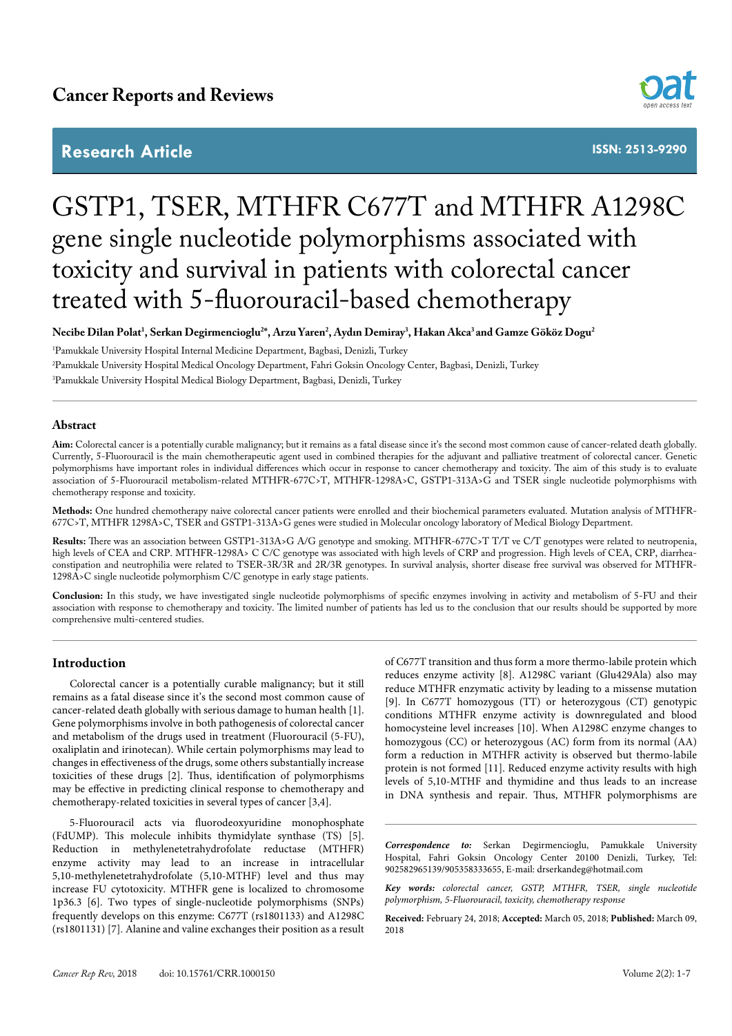Cancer Reports and Reviews

Research Article

ISSN: 2513-9290

# GSTP1, TSER, MTHFR C677T and MTHFR A1298C gene single nucleotide polymorphisms associated with toxicity and survival in patients with colorectal cancer treated with 5-fluorouracil-based chemotherapy

**Necibe Dilan Polat[1], Serkan Degirmencioglu[2*], Arzu Yaren[2], Aydın Demiray[3], Hakan Akca[3] and Gamze Gököz Dogu[2]**

[1]Pamukkale University Hospital Internal Medicine Department, Bagbasi, Denizli, Turkey

[2]Pamukkale University Hospital Medical Oncology Department, Fahri Goksin Oncology Center, Bagbasi, Denizli, Turkey

[3]Pamukkale University Hospital Medical Biology Department, Bagbasi, Denizli, Turkey

## Abstract

**Aim:** Colorectal cancer is a potentially curable malignancy; but it remains as a fatal disease since it's the second most common cause of cancer-related death globally. Currently, 5-Fluorouracil is the main chemotherapeutic agent used in combined therapies for the adjuvant and palliative treatment of colorectal cancer. Genetic polymorphisms have important roles in individual differences which occur in response to cancer chemotherapy and toxicity. The aim of this study is to evaluate association of 5-Fluorouracil metabolism-related MTHFR-677C>T, MTHFR-1298A>C, GSTP1-313A>G and TSER single nucleotide polymorphisms with chemotherapy response and toxicity.

**Methods:** One hundred chemotherapy naive colorectal cancer patients were enrolled and their biochemical parameters evaluated. Mutation analysis of MTHFR-677C>T, MTHFR 1298A>C, TSER and GSTP1-313A>G genes were studied in Molecular oncology laboratory of Medical Biology Department.

**Results:** There was an association between GSTP1-313A>G A/G genotype and smoking. MTHFR-677C>T T/T ve C/T genotypes were related to neutropenia, high levels of CEA and CRP. MTHFR-1298A> C C/C genotype was associated with high levels of CRP and progression. High levels of CEA, CRP, diarrhea-constipation and neutrophilia were related to TSER-3R/3R and 2R/3R genotypes. In survival analysis, shorter disease free survival was observed for MTHFR-1298A>C single nucleotide polymorphism C/C genotype in early stage patients.

**Conclusion:** In this study, we have investigated single nucleotide polymorphisms of specific enzymes involving in activity and metabolism of 5-FU and their association with response to chemotherapy and toxicity. The limited number of patients has led us to the conclusion that our results should be supported by more comprehensive multi-centered studies.

## Introduction

Colorectal cancer is a potentially curable malignancy; but it still remains as a fatal disease since it's the second most common cause of cancer-related death globally with serious damage to human health [1]. Gene polymorphisms involve in both pathogenesis of colorectal cancer and metabolism of the drugs used in treatment (Fluorouracil (5-FU), oxaliplatin and irinotecan). While certain polymorphisms may lead to changes in effectiveness of the drugs, some others substantially increase toxicities of these drugs [2]. Thus, identification of polymorphisms may be effective in predicting clinical response to chemotherapy and chemotherapy-related toxicities in several types of cancer [3,4].

5-Fluorouracil acts via fluorodeoxyuridine monophosphate (FdUMP). This molecule inhibits thymidylate synthase (TS) [5]. Reduction in methylenetetrahydrofolate reductase (MTHFR) enzyme activity may lead to an increase in intracellular 5,10-methylenetetrahydrofolate (5,10-MTHF) level and thus may increase FU cytotoxicity. MTHFR gene is localized to chromosome 1p36.3 [6]. Two types of single-nucleotide polymorphisms (SNPs) frequently develops on this enzyme: C677T (rs1801133) and A1298C (rs1801131) [7]. Alanine and valine exchanges their position as a result of C677T transition and thus form a more thermo-labile protein which reduces enzyme activity [8]. A1298C variant (Glu429Ala) also may reduce MTHFR enzymatic activity by leading to a missense mutation [9]. In C677T homozygous (TT) or heterozygous (CT) genotypic conditions MTHFR enzyme activity is downregulated and blood homocysteine level increases [10]. When A1298C enzyme changes to homozygous (CC) or heterozygous (AC) form from its normal (AA) form a reduction in MTHFR activity is observed but thermo-labile protein is not formed [11]. Reduced enzyme activity results with high levels of 5,10-MTHF and thymidine and thus leads to an increase in DNA synthesis and repair. Thus, MTHFR polymorphisms are

*Correspondence to:* Serkan Degirmencioglu, Pamukkale University Hospital, Fahri Goksin Oncology Center 20100 Denizli, Turkey, Tel: 902582965139/905358333655, E-mail: drserkandeg@hotmail.com

*Key words: colorectal cancer, GSTP, MTHFR, TSER, single nucleotide polymorphism, 5-Fluorouracil, toxicity, chemotherapy response*

**Received:** February 24, 2018; **Accepted:** March 05, 2018; **Published:** March 09, 2018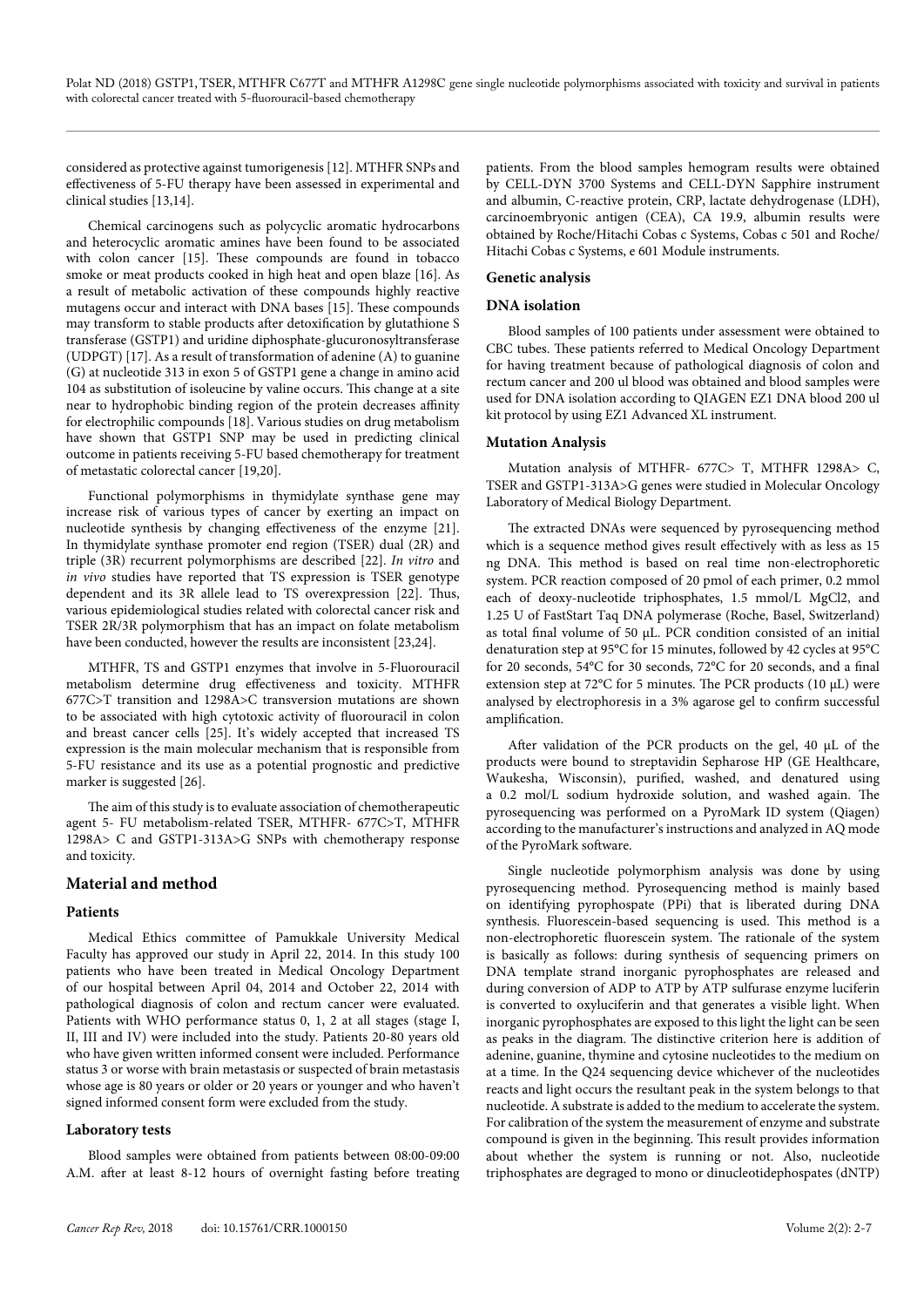considered as protective against tumorigenesis [12]. MTHFR SNPs and effectiveness of 5-FU therapy have been assessed in experimental and clinical studies [13,14].

Chemical carcinogens such as polycyclic aromatic hydrocarbons and heterocyclic aromatic amines have been found to be associated with colon cancer [15]. These compounds are found in tobacco smoke or meat products cooked in high heat and open blaze [16]. As a result of metabolic activation of these compounds highly reactive mutagens occur and interact with DNA bases [15]. These compounds may transform to stable products after detoxification by glutathione S transferase (GSTP1) and uridine diphosphate-glucuronosyltransferase (UDPGT) [17]. As a result of transformation of adenine (A) to guanine (G) at nucleotide 313 in exon 5 of GSTP1 gene a change in amino acid 104 as substitution of isoleucine by valine occurs. This change at a site near to hydrophobic binding region of the protein decreases affinity for electrophilic compounds [18]. Various studies on drug metabolism have shown that GSTP1 SNP may be used in predicting clinical outcome in patients receiving 5-FU based chemotherapy for treatment of metastatic colorectal cancer [19,20].

Functional polymorphisms in thymidylate synthase gene may increase risk of various types of cancer by exerting an impact on nucleotide synthesis by changing effectiveness of the enzyme [21]. In thymidylate synthase promoter end region (TSER) dual (2R) and triple (3R) recurrent polymorphisms are described [22]. *In vitro* and *in vivo* studies have reported that TS expression is TSER genotype dependent and its 3R allele lead to TS overexpression [22]. Thus, various epidemiological studies related with colorectal cancer risk and TSER 2R/3R polymorphism that has an impact on folate metabolism have been conducted, however the results are inconsistent [23,24].

MTHFR, TS and GSTP1 enzymes that involve in 5-Fluorouracil metabolism determine drug effectiveness and toxicity. MTHFR 677C>T transition and 1298A>C transversion mutations are shown to be associated with high cytotoxic activity of fluorouracil in colon and breast cancer cells [25]. It's widely accepted that increased TS expression is the main molecular mechanism that is responsible from 5-FU resistance and its use as a potential prognostic and predictive marker is suggested [26].

The aim of this study is to evaluate association of chemotherapeutic agent 5- FU metabolism-related TSER, MTHFR- 677C>T, MTHFR 1298A> C and GSTP1-313A>G SNPs with chemotherapy response and toxicity.

## Material and method

### Patients

Medical Ethics committee of Pamukkale University Medical Faculty has approved our study in April 22, 2014. In this study 100 patients who have been treated in Medical Oncology Department of our hospital between April 04, 2014 and October 22, 2014 with pathological diagnosis of colon and rectum cancer were evaluated. Patients with WHO performance status 0, 1, 2 at all stages (stage I, II, III and IV) were included into the study. Patients 20-80 years old who have given written informed consent were included. Performance status 3 or worse with brain metastasis or suspected of brain metastasis whose age is 80 years or older or 20 years or younger and who haven't signed informed consent form were excluded from the study.

### Laboratory tests

Blood samples were obtained from patients between 08:00-09:00 A.M. after at least 8-12 hours of overnight fasting before treating patients. From the blood samples hemogram results were obtained by CELL-DYN 3700 Systems and CELL-DYN Sapphire instrument and albumin, C-reactive protein, CRP, lactate dehydrogenase (LDH), carcinoembryonic antigen (CEA), CA 19.9, albumin results were obtained by Roche/Hitachi Cobas c Systems, Cobas c 501 and Roche/Hitachi Cobas c Systems, e 601 Module instruments.

### Genetic analysis

### DNA isolation

Blood samples of 100 patients under assessment were obtained to CBC tubes. These patients referred to Medical Oncology Department for having treatment because of pathological diagnosis of colon and rectum cancer and 200 ul blood was obtained and blood samples were used for DNA isolation according to QIAGEN EZ1 DNA blood 200 ul kit protocol by using EZ1 Advanced XL instrument.

### Mutation Analysis

Mutation analysis of MTHFR- 677C> T, MTHFR 1298A> C, TSER and GSTP1-313A>G genes were studied in Molecular Oncology Laboratory of Medical Biology Department.

The extracted DNAs were sequenced by pyrosequencing method which is a sequence method gives result effectively with as less as 15 ng DNA. This method is based on real time non-electrophoretic system. PCR reaction composed of 20 pmol of each primer, 0.2 mmol each of deoxy-nucleotide triphosphates, 1.5 mmol/L $MgCl_2$, and 1.25 U of FastStart Taq DNA polymerase (Roche, Basel, Switzerland) as total final volume of 50 µL. PCR condition consisted of an initial denaturation step at 95°C for 15 minutes, followed by 42 cycles at 95°C for 20 seconds, 54°C for 30 seconds, 72°C for 20 seconds, and a final extension step at 72°C for 5 minutes. The PCR products (10 µL) were analysed by electrophoresis in a 3% agarose gel to confirm successful amplification.

After validation of the PCR products on the gel, 40 µL of the products were bound to streptavidin Sepharose HP (GE Healthcare, Waukesha, Wisconsin), purified, washed, and denatured using a 0.2 mol/L sodium hydroxide solution, and washed again. The pyrosequencing was performed on a PyroMark ID system (Qiagen) according to the manufacturer's instructions and analyzed in AQ mode of the PyroMark software.

Single nucleotide polymorphism analysis was done by using pyrosequencing method. Pyrosequencing method is mainly based on identifying pyrophospate (PPi) that is liberated during DNA synthesis. Fluorescein-based sequencing is used. This method is a non-electrophoretic fluorescein system. The rationale of the system is basically as follows: during synthesis of sequencing primers on DNA template strand inorganic pyrophosphates are released and during conversion of ADP to ATP by ATP sulfurase enzyme luciferin is converted to oxyluciferin and that generates a visible light. When inorganic pyrophosphates are exposed to this light the light can be seen as peaks in the diagram. The distinctive criterion here is addition of adenine, guanine, thymine and cytosine nucleotides to the medium on at a time. In the Q24 sequencing device whichever of the nucleotides reacts and light occurs the resultant peak in the system belongs to that nucleotide. A substrate is added to the medium to accelerate the system. For calibration of the system the measurement of enzyme and substrate compound is given in the beginning. This result provides information about whether the system is running or not. Also, nucleotide triphosphates are degraged to mono or dinucleotidephospates (dNTP)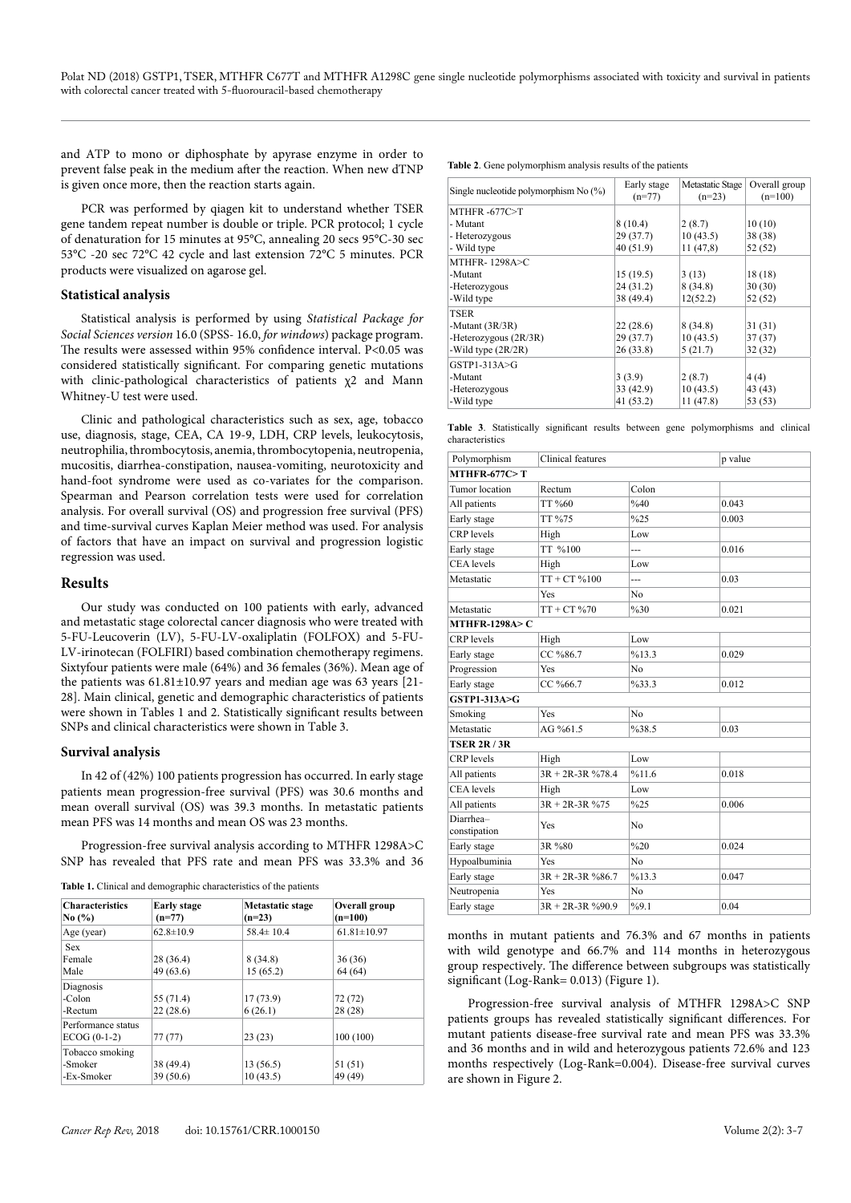and ATP to mono or diphosphate by apyrase enzyme in order to prevent false peak in the medium after the reaction. When new dTNP is given once more, then the reaction starts again.

PCR was performed by qiagen kit to understand whether TSER gene tandem repeat number is double or triple. PCR protocol; 1 cycle of denaturation for 15 minutes at 95°C, annealing 20 secs 95°C-30 sec 53°C -20 sec 72°C 42 cycle and last extension 72°C 5 minutes. PCR products were visualized on agarose gel.

### Statistical analysis

Statistical analysis is performed by using *Statistical Package for Social Sciences version* 16.0 (SPSS- 16.0, *for windows*) package program. The results were assessed within 95% confidence interval. P<0.05 was considered statistically significant. For comparing genetic mutations with clinic-pathological characteristics of patients $\chi 2$ and Mann Whitney-U test were used.

Clinic and pathological characteristics such as sex, age, tobacco use, diagnosis, stage, CEA, CA 19-9, LDH, CRP levels, leukocytosis, neutrophilia, thrombocytosis, anemia, thrombocytopenia, neutropenia, mucositis, diarrhea-constipation, nausea-vomiting, neurotoxicity and hand-foot syndrome were used as co-variates for the comparison. Spearman and Pearson correlation tests were used for correlation analysis. For overall survival (OS) and progression free survival (PFS) and time-survival curves Kaplan Meier method was used. For analysis of factors that have an impact on survival and progression logistic regression was used.

## Results

Our study was conducted on 100 patients with early, advanced and metastatic stage colorectal cancer diagnosis who were treated with 5-FU-Leucoverin (LV), 5-FU-LV-oxaliplatin (FOLFOX) and 5-FU-LV-irinotecan (FOLFIRI) based combination chemotherapy regimens. Sixtyfour patients were male (64%) and 36 females (36%). Mean age of the patients was 61.81±10.97 years and median age was 63 years [21-28]. Main clinical, genetic and demographic characteristics of patients were shown in Tables 1 and 2. Statistically significant results between SNPs and clinical characteristics were shown in Table 3.

### Survival analysis

In 42 of (42%) 100 patients progression has occurred. In early stage patients mean progression-free survival (PFS) was 30.6 months and mean overall survival (OS) was 39.3 months. In metastatic patients mean PFS was 14 months and mean OS was 23 months.

Progression-free survival analysis according to MTHFR 1298A>C SNP has revealed that PFS rate and mean PFS was 33.3% and 36 months in mutant patients and 76.3% and 67 months in patients with wild genotype and 66.7% and 114 months in heterozygous group respectively. The difference between subgroups was statistically significant (Log-Rank= 0.013) (Figure 1).

Progression-free survival analysis of MTHFR 1298A>C SNP patients groups has revealed statistically significant differences. For mutant patients disease-free survival rate and mean PFS was 33.3% and 36 months and in wild and heterozygous patients 72.6% and 123 months respectively (Log-Rank=0.004). Disease-free survival curves are shown in Figure 2.

**Table 1.** Clinical and demographic characteristics of the patients

| Characteristics No (%) | Early stage (n=77) | Metastatic stage (n=23) | Overall group (n=100) |
|---|---|---|---|
| Age (year) | 62.8±10.9 | 58.4± 10.4 | 61.81±10.97 |
| Sex | | | |
| Female | 28 (36.4) | 8 (34.8) | 36 (36) |
| Male | 49 (63.6) | 15 (65.2) | 64 (64) |
| Diagnosis | | | |
| -Colon | 55 (71.4) | 17 (73.9) | 72 (72) |
| -Rectum | 22 (28.6) | 6 (26.1) | 28 (28) |
| Performance status ECOG (0-1-2) | 77 (77) | 23 (23) | 100 (100) |
| Tobacco smoking | | | |
| -Smoker | 38 (49.4) | 13 (56.5) | 51 (51) |
| -Ex-Smoker | 39 (50.6) | 10 (43.5) | 49 (49) |

**Table 2**. Gene polymorphism analysis results of the patients

| Single nucleotide polymorphism No (%) | Early stage (n=77) | Metastatic Stage (n=23) | Overall group (n=100) |
|---|---|---|---|
| MTHFR -677C>T | | | |
| - Mutant | 8 (10.4) | 2 (8.7) | 10 (10) |
| - Heterozygous | 29 (37.7) | 10 (43.5) | 38 (38) |
| - Wild type | 40 (51.9) | 11 (47,8) | 52 (52) |
| MTHFR- 1298A>C | | | |
| -Mutant | 15 (19.5) | 3 (13) | 18 (18) |
| -Heterozygous | 24 (31.2) | 8 (34.8) | 30 (30) |
| -Wild type | 38 (49.4) | 12(52.2) | 52 (52) |
| TSER | | | |
| -Mutant (3R/3R) | 22 (28.6) | 8 (34.8) | 31 (31) |
| -Heterozygous (2R/3R) | 29 (37.7) | 10 (43.5) | 37 (37) |
| -Wild type (2R/2R) | 26 (33.8) | 5 (21.7) | 32 (32) |
| GSTP1-313A>G | | | |
| -Mutant | 3 (3.9) | 2 (8.7) | 4 (4) |
| -Heterozygous | 33 (42.9) | 10 (43.5) | 43 (43) |
| -Wild type | 41 (53.2) | 11 (47.8) | 53 (53) |

**Table 3**. Statistically significant results between gene polymorphisms and clinical characteristics

| Polymorphism | Clinical features | | p value |
|---|---|---|---|
| **MTHFR-677C> T** | | | |
| Tumor location | Rectum | Colon | |
| All patients | TT %60 | %40 | 0.043 |
| Early stage | TT %75 | %25 | 0.003 |
| CRP levels | High | Low | |
| Early stage | TT %100 | --- | 0.016 |
| CEA levels | High | Low | |
| Metastatic | TT + CT %100 | --- | 0.03 |
| | Yes | No | |
| Metastatic | TT + CT %70 | %30 | 0.021 |
| **MTHFR-1298A> C** | | | |
| CRP levels | High | Low | |
| Early stage | CC %86.7 | %13.3 | 0.029 |
| Progression | Yes | No | |
| Early stage | CC %66.7 | %33.3 | 0.012 |
| **GSTP1-313A>G** | | | |
| Smoking | Yes | No | |
| Metastatic | AG %61.5 | %38.5 | 0.03 |
| **TSER 2R / 3R** | | | |
| CRP levels | High | Low | |
| All patients | 3R + 2R-3R %78.4 | %11.6 | 0.018 |
| CEA levels | High | Low | |
| All patients | 3R + 2R-3R %75 | %25 | 0.006 |
| Diarrhea–constipation | Yes | No | |
| Early stage | 3R %80 | %20 | 0.024 |
| Hypoalbuminia | Yes | No | |
| Early stage | 3R + 2R-3R %86.7 | %13.3 | 0.047 |
| Neutropenia | Yes | No | |
| Early stage | 3R + 2R-3R %90.9 | %9.1 | 0.04 |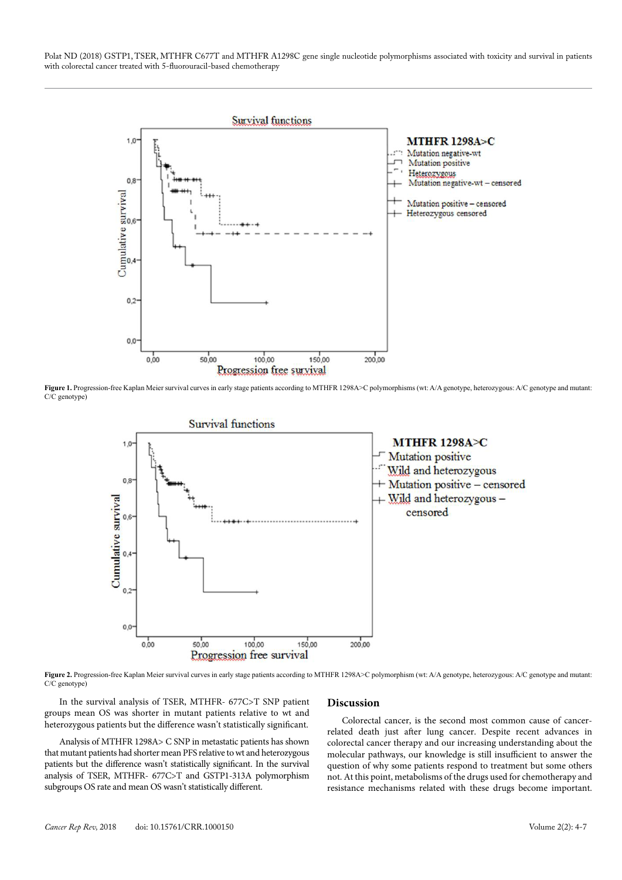**Figure 1.** Progression-free Kaplan Meier survival curves in early stage patients according to MTHFR 1298A>C polymorphisms (wt: A/A genotype, heterozygous: A/C genotype and mutant: C/C genotype)

**Figure 2.** Progression-free Kaplan Meier survival curves in early stage patients according to MTHFR 1298A>C polymorphism (wt: A/A genotype, heterozygous: A/C genotype and mutant: C/C genotype)

In the survival analysis of TSER, MTHFR- 677C>T SNP patient groups mean OS was shorter in mutant patients relative to wt and heterozygous patients but the difference wasn't statistically significant.

Analysis of MTHFR 1298A> C SNP in metastatic patients has shown that mutant patients had shorter mean PFS relative to wt and heterozygous patients but the difference wasn't statistically significant. In the survival analysis of TSER, MTHFR- 677C>T and GSTP1-313A polymorphism subgroups OS rate and mean OS wasn't statistically different.

## Discussion

Colorectal cancer, is the second most common cause of cancer-related death just after lung cancer. Despite recent advances in colorectal cancer therapy and our increasing understanding about the molecular pathways, our knowledge is still insufficient to answer the question of why some patients respond to treatment but some others not. At this point, metabolisms of the drugs used for chemotherapy and resistance mechanisms related with these drugs become important.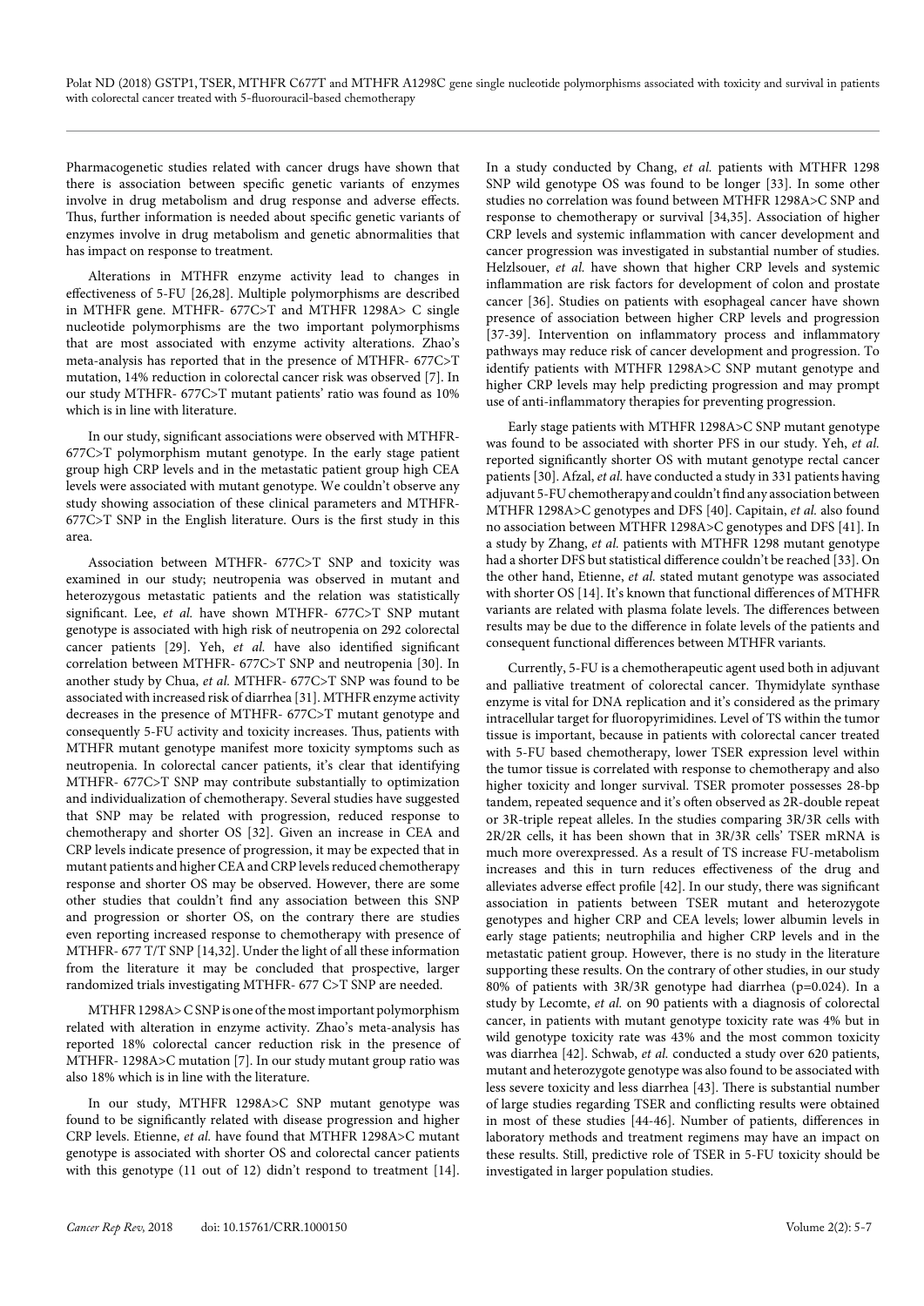Pharmacogenetic studies related with cancer drugs have shown that there is association between specific genetic variants of enzymes involve in drug metabolism and drug response and adverse effects. Thus, further information is needed about specific genetic variants of enzymes involve in drug metabolism and genetic abnormalities that has impact on response to treatment.

Alterations in MTHFR enzyme activity lead to changes in effectiveness of 5-FU [26,28]. Multiple polymorphisms are described in MTHFR gene. MTHFR- 677C>T and MTHFR 1298A> C single nucleotide polymorphisms are the two important polymorphisms that are most associated with enzyme activity alterations. Zhao's meta-analysis has reported that in the presence of MTHFR- 677C>T mutation, 14% reduction in colorectal cancer risk was observed [7]. In our study MTHFR- 677C>T mutant patients' ratio was found as 10% which is in line with literature.

In our study, significant associations were observed with MTHFR-677C>T polymorphism mutant genotype. In the early stage patient group high CRP levels and in the metastatic patient group high CEA levels were associated with mutant genotype. We couldn't observe any study showing association of these clinical parameters and MTHFR-677C>T SNP in the English literature. Ours is the first study in this area.

Association between MTHFR- 677C>T SNP and toxicity was examined in our study; neutropenia was observed in mutant and heterozygous metastatic patients and the relation was statistically significant. Lee, *et al.* have shown MTHFR- 677C>T SNP mutant genotype is associated with high risk of neutropenia on 292 colorectal cancer patients [29]. Yeh, *et al.* have also identified significant correlation between MTHFR- 677C>T SNP and neutropenia [30]. In another study by Chua, *et al.* MTHFR- 677C>T SNP was found to be associated with increased risk of diarrhea [31]. MTHFR enzyme activity decreases in the presence of MTHFR- 677C>T mutant genotype and consequently 5-FU activity and toxicity increases. Thus, patients with MTHFR mutant genotype manifest more toxicity symptoms such as neutropenia. In colorectal cancer patients, it's clear that identifying MTHFR- 677C>T SNP may contribute substantially to optimization and individualization of chemotherapy. Several studies have suggested that SNP may be related with progression, reduced response to chemotherapy and shorter OS [32]. Given an increase in CEA and CRP levels indicate presence of progression, it may be expected that in mutant patients and higher CEA and CRP levels reduced chemotherapy response and shorter OS may be observed. However, there are some other studies that couldn't find any association between this SNP and progression or shorter OS, on the contrary there are studies even reporting increased response to chemotherapy with presence of MTHFR- 677 T/T SNP [14,32]. Under the light of all these information from the literature it may be concluded that prospective, larger randomized trials investigating MTHFR- 677 C>T SNP are needed.

MTHFR 1298A> C SNP is one of the most important polymorphism related with alteration in enzyme activity. Zhao's meta-analysis has reported 18% colorectal cancer reduction risk in the presence of MTHFR- 1298A>C mutation [7]. In our study mutant group ratio was also 18% which is in line with the literature.

In our study, MTHFR 1298A>C SNP mutant genotype was found to be significantly related with disease progression and higher CRP levels. Etienne, *et al.* have found that MTHFR 1298A>C mutant genotype is associated with shorter OS and colorectal cancer patients with this genotype (11 out of 12) didn't respond to treatment [14]. In a study conducted by Chang, *et al.* patients with MTHFR 1298 SNP wild genotype OS was found to be longer [33]. In some other studies no correlation was found between MTHFR 1298A>C SNP and response to chemotherapy or survival [34,35]. Association of higher CRP levels and systemic inflammation with cancer development and cancer progression was investigated in substantial number of studies. Helzlsouer, *et al.* have shown that higher CRP levels and systemic inflammation are risk factors for development of colon and prostate cancer [36]. Studies on patients with esophageal cancer have shown presence of association between higher CRP levels and progression [37-39]. Intervention on inflammatory process and inflammatory pathways may reduce risk of cancer development and progression. To identify patients with MTHFR 1298A>C SNP mutant genotype and higher CRP levels may help predicting progression and may prompt use of anti-inflammatory therapies for preventing progression.

Early stage patients with MTHFR 1298A>C SNP mutant genotype was found to be associated with shorter PFS in our study. Yeh, *et al.* reported significantly shorter OS with mutant genotype rectal cancer patients [30]. Afzal, *et al.* have conducted a study in 331 patients having adjuvant 5-FU chemotherapy and couldn't find any association between MTHFR 1298A>C genotypes and DFS [40]. Capitain, *et al.* also found no association between MTHFR 1298A>C genotypes and DFS [41]. In a study by Zhang, *et al.* patients with MTHFR 1298 mutant genotype had a shorter DFS but statistical difference couldn't be reached [33]. On the other hand, Etienne, *et al.* stated mutant genotype was associated with shorter OS [14]. It's known that functional differences of MTHFR variants are related with plasma folate levels. The differences between results may be due to the difference in folate levels of the patients and consequent functional differences between MTHFR variants.

Currently, 5-FU is a chemotherapeutic agent used both in adjuvant and palliative treatment of colorectal cancer. Thymidylate synthase enzyme is vital for DNA replication and it's considered as the primary intracellular target for fluoropyrimidines. Level of TS within the tumor tissue is important, because in patients with colorectal cancer treated with 5-FU based chemotherapy, lower TSER expression level within the tumor tissue is correlated with response to chemotherapy and also higher toxicity and longer survival. TSER promoter possesses 28-bp tandem, repeated sequence and it's often observed as 2R-double repeat or 3R-triple repeat alleles. In the studies comparing 3R/3R cells with 2R/2R cells, it has been shown that in 3R/3R cells' TSER mRNA is much more overexpressed. As a result of TS increase FU-metabolism increases and this in turn reduces effectiveness of the drug and alleviates adverse effect profile [42]. In our study, there was significant association in patients between TSER mutant and heterozygote genotypes and higher CRP and CEA levels; lower albumin levels in early stage patients; neutrophilia and higher CRP levels and in the metastatic patient group. However, there is no study in the literature supporting these results. On the contrary of other studies, in our study 80% of patients with 3R/3R genotype had diarrhea (p=0.024). In a study by Lecomte, *et al.* on 90 patients with a diagnosis of colorectal cancer, in patients with mutant genotype toxicity rate was 4% but in wild genotype toxicity rate was 43% and the most common toxicity was diarrhea [42]. Schwab, *et al.* conducted a study over 620 patients, mutant and heterozygote genotype was also found to be associated with less severe toxicity and less diarrhea [43]. There is substantial number of large studies regarding TSER and conflicting results were obtained in most of these studies [44-46]. Number of patients, differences in laboratory methods and treatment regimens may have an impact on these results. Still, predictive role of TSER in 5-FU toxicity should be investigated in larger population studies.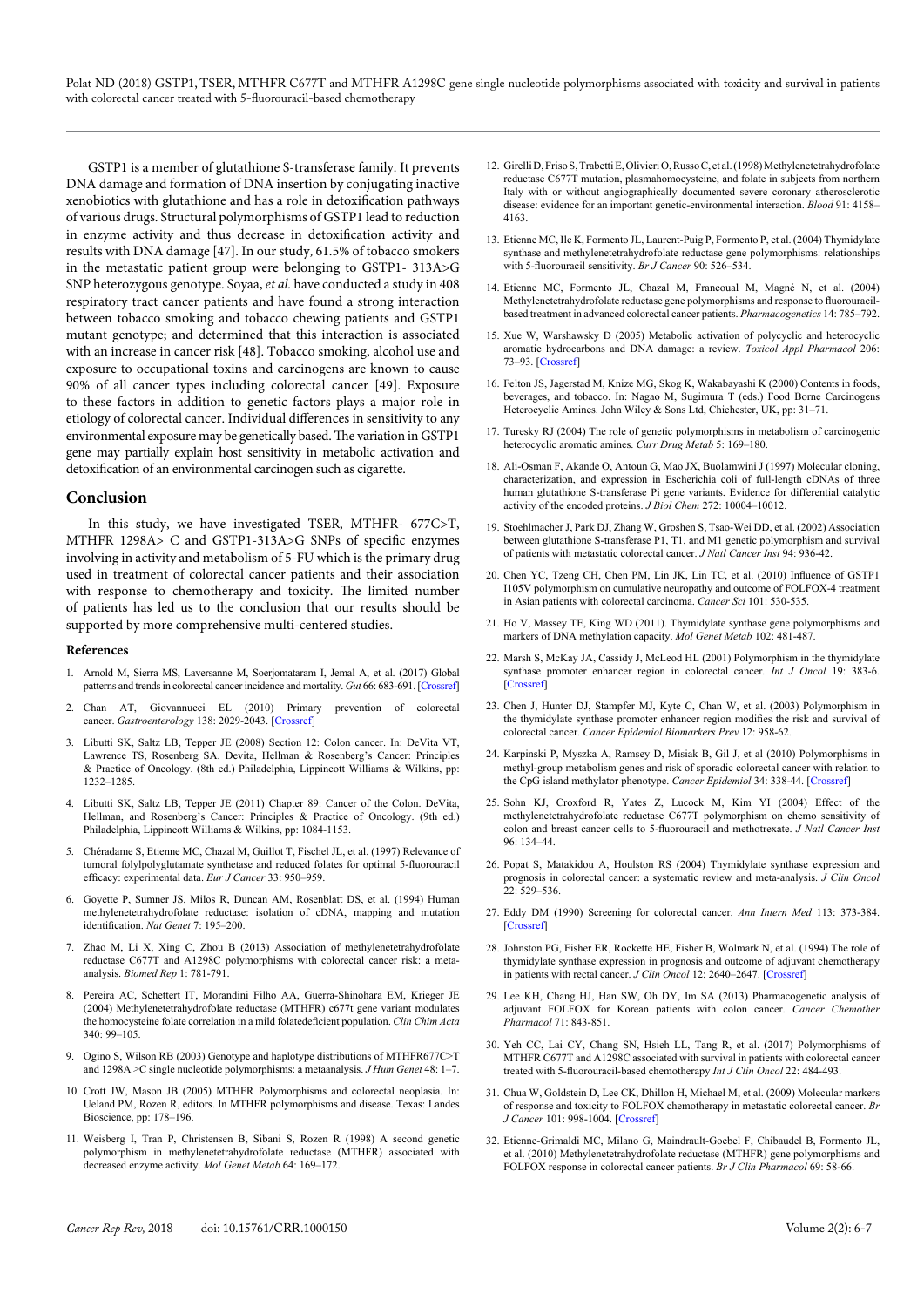GSTP1 is a member of glutathione S-transferase family. It prevents DNA damage and formation of DNA insertion by conjugating inactive xenobiotics with glutathione and has a role in detoxification pathways of various drugs. Structural polymorphisms of GSTP1 lead to reduction in enzyme activity and thus decrease in detoxification activity and results with DNA damage [47]. In our study, 61.5% of tobacco smokers in the metastatic patient group were belonging to GSTP1- 313A>G SNP heterozygous genotype. Soyaa, *et al.* have conducted a study in 408 respiratory tract cancer patients and have found a strong interaction between tobacco smoking and tobacco chewing patients and GSTP1 mutant genotype; and determined that this interaction is associated with an increase in cancer risk [48]. Tobacco smoking, alcohol use and exposure to occupational toxins and carcinogens are known to cause 90% of all cancer types including colorectal cancer [49]. Exposure to these factors in addition to genetic factors plays a major role in etiology of colorectal cancer. Individual differences in sensitivity to any environmental exposure may be genetically based. The variation in GSTP1 gene may partially explain host sensitivity in metabolic activation and detoxification of an environmental carcinogen such as cigarette.

## Conclusion

In this study, we have investigated TSER, MTHFR- 677C>T, MTHFR 1298A> C and GSTP1-313A>G SNPs of specific enzymes involving in activity and metabolism of 5-FU which is the primary drug used in treatment of colorectal cancer patients and their association with response to chemotherapy and toxicity. The limited number of patients has led us to the conclusion that our results should be supported by more comprehensive multi-centered studies.

### References

1. Arnold M, Sierra MS, Laversanne M, Soerjomataram I, Jemal A, et al. (2017) Global patterns and trends in colorectal cancer incidence and mortality. *Gut* 66: 683-691. [Crossref]
2. Chan AT, Giovannucci EL (2010) Primary prevention of colorectal cancer. *Gastroenterology* 138: 2029-2043. [Crossref]
3. Libutti SK, Saltz LB, Tepper JE (2008) Section 12: Colon cancer. In: DeVita VT, Lawrence TS, Rosenberg SA. Devita, Hellman & Rosenberg's Cancer: Principles & Practice of Oncology. (8th ed.) Philadelphia, Lippincott Williams & Wilkins, pp: 1232–1285.
4. Libutti SK, Saltz LB, Tepper JE (2011) Chapter 89: Cancer of the Colon. DeVita, Hellman, and Rosenberg's Cancer: Principles & Practice of Oncology. (9th ed.) Philadelphia, Lippincott Williams & Wilkins, pp: 1084-1153.
5. Chéradame S, Etienne MC, Chazal M, Guillot T, Fischel JL, et al. (1997) Relevance of tumoral folylpolyglutamate synthetase and reduced folates for optimal 5-fluorouracil efficacy: experimental data. *Eur J Cancer* 33: 950–959.
6. Goyette P, Sumner JS, Milos R, Duncan AM, Rosenblatt DS, et al. (1994) Human methylenetetrahydrofolate reductase: isolation of cDNA, mapping and mutation identification. *Nat Genet* 7: 195–200.
7. Zhao M, Li X, Xing C, Zhou B (2013) Association of methylenetetrahydrofolate reductase C677T and A1298C polymorphisms with colorectal cancer risk: a meta-analysis. *Biomed Rep* 1: 781-791.
8. Pereira AC, Schettert IT, Morandini Filho AA, Guerra-Shinohara EM, Krieger JE (2004) Methylenetetrahydrofolate reductase (MTHFR) c677t gene variant modulates the homocysteine folate correlation in a mild folatedeficient population. *Clin Chim Acta* 340: 99–105.
9. Ogino S, Wilson RB (2003) Genotype and haplotype distributions of MTHFR677C>T and 1298A >C single nucleotide polymorphisms: a metaanalysis. *J Hum Genet* 48: 1–7.
10. Crott JW, Mason JB (2005) MTHFR Polymorphisms and colorectal neoplasia. In: Ueland PM, Rozen R, editors. In MTHFR polymorphisms and disease. Texas: Landes Bioscience, pp: 178–196.
11. Weisberg I, Tran P, Christensen B, Sibani S, Rozen R (1998) A second genetic polymorphism in methylenetetrahydrofolate reductase (MTHFR) associated with decreased enzyme activity. *Mol Genet Metab* 64: 169–172.
12. Girelli D, Friso S, Trabetti E, Olivieri O, Russo C, et al. (1998) Methylenetetrahydrofolate reductase C677T mutation, plasmahomocysteine, and folate in subjects from northern Italy with or without angiographically documented severe coronary atherosclerotic disease: evidence for an important genetic-environmental interaction. *Blood* 91: 4158–4163.
13. Etienne MC, Ilc K, Formento JL, Laurent-Puig P, Formento P, et al. (2004) Thymidylate synthase and methylenetetrahydrofolate reductase gene polymorphisms: relationships with 5-fluorouracil sensitivity. *Br J Cancer* 90: 526–534.
14. Etienne MC, Formento JL, Chazal M, Francoual M, Magné N, et al. (2004) Methylenetetrahydrofolate reductase gene polymorphisms and response to fluorouracil-based treatment in advanced colorectal cancer patients. *Pharmacogenetics* 14: 785–792.
15. Xue W, Warshawsky D (2005) Metabolic activation of polycyclic and heterocyclic aromatic hydrocarbons and DNA damage: a review. *Toxicol Appl Pharmacol* 206: 73–93. [Crossref]
16. Felton JS, Jagerstad M, Knize MG, Skog K, Wakabayashi K (2000) Contents in foods, beverages, and tobacco. In: Nagao M, Sugimura T (eds.) Food Borne Carcinogens Heterocyclic Amines. John Wiley & Sons Ltd, Chichester, UK, pp: 31–71.
17. Turesky RJ (2004) The role of genetic polymorphisms in metabolism of carcinogenic heterocyclic aromatic amines. *Curr Drug Metab* 5: 169–180.
18. Ali-Osman F, Akande O, Antoun G, Mao JX, Buolamwini J (1997) Molecular cloning, characterization, and expression in Escherichia coli of full-length cDNAs of three human glutathione S-transferase Pi gene variants. Evidence for differential catalytic activity of the encoded proteins. *J Biol Chem* 272: 10004–10012.
19. Stoehlmacher J, Park DJ, Zhang W, Groshen S, Tsao-Wei DD, et al. (2002) Association between glutathione S-transferase P1, T1, and M1 genetic polymorphism and survival of patients with metastatic colorectal cancer. *J Natl Cancer Inst* 94: 936-42.
20. Chen YC, Tzeng CH, Chen PM, Lin JK, Lin TC, et al. (2010) Influence of GSTP1 I105V polymorphism on cumulative neuropathy and outcome of FOLFOX-4 treatment in Asian patients with colorectal carcinoma. *Cancer Sci* 101: 530-535.
21. Ho V, Massey TE, King WD (2011). Thymidylate synthase gene polymorphisms and markers of DNA methylation capacity. *Mol Genet Metab* 102: 481-487.
22. Marsh S, McKay JA, Cassidy J, McLeod HL (2001) Polymorphism in the thymidylate synthase promoter enhancer region in colorectal cancer. *Int J Oncol* 19: 383-6. [Crossref]
23. Chen J, Hunter DJ, Stampfer MJ, Kyte C, Chan W, et al. (2003) Polymorphism in the thymidylate synthase promoter enhancer region modifies the risk and survival of colorectal cancer. *Cancer Epidemiol Biomarkers Prev* 12: 958-62.
24. Karpinski P, Myszka A, Ramsey D, Misiak B, Gil J, et al (2010) Polymorphisms in methyl-group metabolism genes and risk of sporadic colorectal cancer with relation to the CpG island methylator phenotype. *Cancer Epidemiol* 34: 338-44. [Crossref]
25. Sohn KJ, Croxford R, Yates Z, Lucock M, Kim YI (2004) Effect of the methylenetetrahydrofolate reductase C677T polymorphism on chemo sensitivity of colon and breast cancer cells to 5-fluorouracil and methotrexate. *J Natl Cancer Inst* 96: 134–44.
26. Popat S, Matakidou A, Houlston RS (2004) Thymidylate synthase expression and prognosis in colorectal cancer: a systematic review and meta-analysis. *J Clin Oncol* 22: 529–536.
27. Eddy DM (1990) Screening for colorectal cancer. *Ann Intern Med* 113: 373-384. [Crossref]
28. Johnston PG, Fisher ER, Rockette HE, Fisher B, Wolmark N, et al. (1994) The role of thymidylate synthase expression in prognosis and outcome of adjuvant chemotherapy in patients with rectal cancer. *J Clin Oncol* 12: 2640–2647. [Crossref]
29. Lee KH, Chang HJ, Han SW, Oh DY, Im SA (2013) Pharmacogenetic analysis of adjuvant FOLFOX for Korean patients with colon cancer. *Cancer Chemother Pharmacol* 71: 843-851.
30. Yeh CC, Lai CY, Chang SN, Hsieh LL, Tang R, et al. (2017) Polymorphisms of MTHFR C677T and A1298C associated with survival in patients with colorectal cancer treated with 5-fluorouracil-based chemotherapy *Int J Clin Oncol* 22: 484-493.
31. Chua W, Goldstein D, Lee CK, Dhillon H, Michael M, et al. (2009) Molecular markers of response and toxicity to FOLFOX chemotherapy in metastatic colorectal cancer. *Br J Cancer* 101: 998-1004. [Crossref]
32. Etienne-Grimaldi MC, Milano G, Maindrault-Goebel F, Chibaudel B, Formento JL, et al. (2010) Methylenetetrahydrofolate reductase (MTHFR) gene polymorphisms and FOLFOX response in colorectal cancer patients. *Br J Clin Pharmacol* 69: 58-66.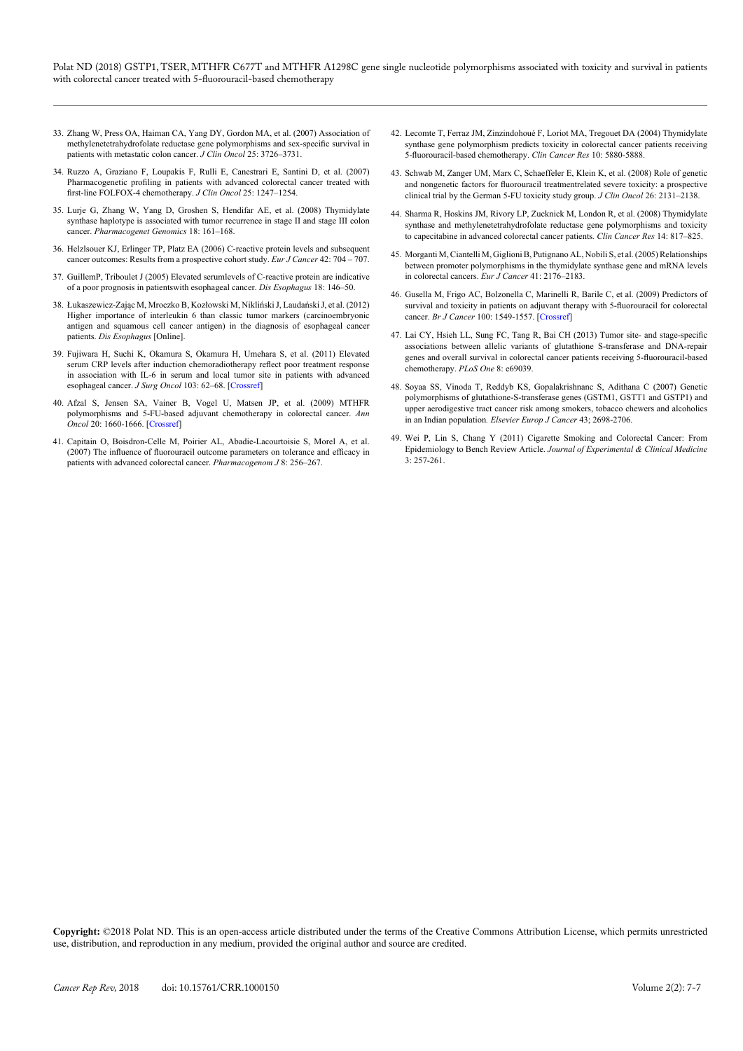33. Zhang W, Press OA, Haiman CA, Yang DY, Gordon MA, et al. (2007) Association of methylenetetrahydrofolate reductase gene polymorphisms and sex-specific survival in patients with metastatic colon cancer. *J Clin Oncol* 25: 3726–3731.

34. Ruzzo A, Graziano F, Loupakis F, Rulli E, Canestrari E, Santini D, et al. (2007) Pharmacogenetic profiling in patients with advanced colorectal cancer treated with first-line FOLFOX-4 chemotherapy. *J Clin Oncol* 25: 1247–1254.

35. Lurje G, Zhang W, Yang D, Groshen S, Hendifar AE, et al. (2008) Thymidylate synthase haplotype is associated with tumor recurrence in stage II and stage III colon cancer. *Pharmacogenet Genomics* 18: 161–168.

36. Helzlsouer KJ, Erlinger TP, Platz EA (2006) C-reactive protein levels and subsequent cancer outcomes: Results from a prospective cohort study. *Eur J Cancer* 42: 704 – 707.

37. GuillemP, Triboulet J (2005) Elevated serumlevels of C-reactive protein are indicative of a poor prognosis in patientswith esophageal cancer. *Dis Esophagus* 18: 146–50.

38. Łukaszewicz-Zając M, Mroczko B, Kozłowski M, Nikliński J, Laudański J, et al. (2012) Higher importance of interleukin 6 than classic tumor markers (carcinoembryonic antigen and squamous cell cancer antigen) in the diagnosis of esophageal cancer patients. *Dis Esophagus* [Online].

39. Fujiwara H, Suchi K, Okamura S, Okamura H, Umehara S, et al. (2011) Elevated serum CRP levels after induction chemoradiotherapy reflect poor treatment response in association with IL-6 in serum and local tumor site in patients with advanced esophageal cancer. *J Surg Oncol* 103: 62–68. [Crossref]

40. Afzal S, Jensen SA, Vainer B, Vogel U, Matsen JP, et al. (2009) MTHFR polymorphisms and 5-FU-based adjuvant chemotherapy in colorectal cancer. *Ann Oncol* 20: 1660-1666. [Crossref]

41. Capitain O, Boisdron-Celle M, Poirier AL, Abadie-Lacourtoisie S, Morel A, et al. (2007) The influence of fluorouracil outcome parameters on tolerance and efficacy in patients with advanced colorectal cancer. *Pharmacogenom J* 8: 256–267.

42. Lecomte T, Ferraz JM, Zinzindohoué F, Loriot MA, Tregouet DA (2004) Thymidylate synthase gene polymorphism predicts toxicity in colorectal cancer patients receiving 5-fluorouracil-based chemotherapy. *Clin Cancer Res* 10: 5880-5888.

43. Schwab M, Zanger UM, Marx C, Schaeffeler E, Klein K, et al. (2008) Role of genetic and nongenetic factors for fluorouracil treatmentrelated severe toxicity: a prospective clinical trial by the German 5-FU toxicity study group. *J Clin Oncol* 26: 2131–2138.

44. Sharma R, Hoskins JM, Rivory LP, Zucknick M, London R, et al. (2008) Thymidylate synthase and methylenetetrahydrofolate reductase gene polymorphisms and toxicity to capecitabine in advanced colorectal cancer patients. *Clin Cancer Res* 14: 817–825.

45. Morganti M, Ciantelli M, Giglioni B, Putignano AL, Nobili S, et al. (2005) Relationships between promoter polymorphisms in the thymidylate synthase gene and mRNA levels in colorectal cancers. *Eur J Cancer* 41: 2176–2183.

46. Gusella M, Frigo AC, Bolzonella C, Marinelli R, Barile C, et al. (2009) Predictors of survival and toxicity in patients on adjuvant therapy with 5-fluorouracil for colorectal cancer. *Br J Cancer* 100: 1549-1557. [Crossref]

47. Lai CY, Hsieh LL, Sung FC, Tang R, Bai CH (2013) Tumor site- and stage-specific associations between allelic variants of glutathione S-transferase and DNA-repair genes and overall survival in colorectal cancer patients receiving 5-fluorouracil-based chemotherapy. *PLoS One* 8: e69039.

48. Soyaa SS, Vinoda T, Reddyb KS, Gopalakrishnanc S, Adithana C (2007) Genetic polymorphisms of glutathione-S-transferase genes (GSTM1, GSTT1 and GSTP1) and upper aerodigestive tract cancer risk among smokers, tobacco chewers and alcoholics in an Indian population. *Elsevier Europ J Cancer* 43; 2698-2706.

49. Wei P, Lin S, Chang Y (2011) Cigarette Smoking and Colorectal Cancer: From Epidemiology to Bench Review Article. *Journal of Experimental & Clinical Medicine* 3: 257-261.

**Copyright:** ©2018 Polat ND. This is an open-access article distributed under the terms of the Creative Commons Attribution License, which permits unrestricted use, distribution, and reproduction in any medium, provided the original author and source are credited.